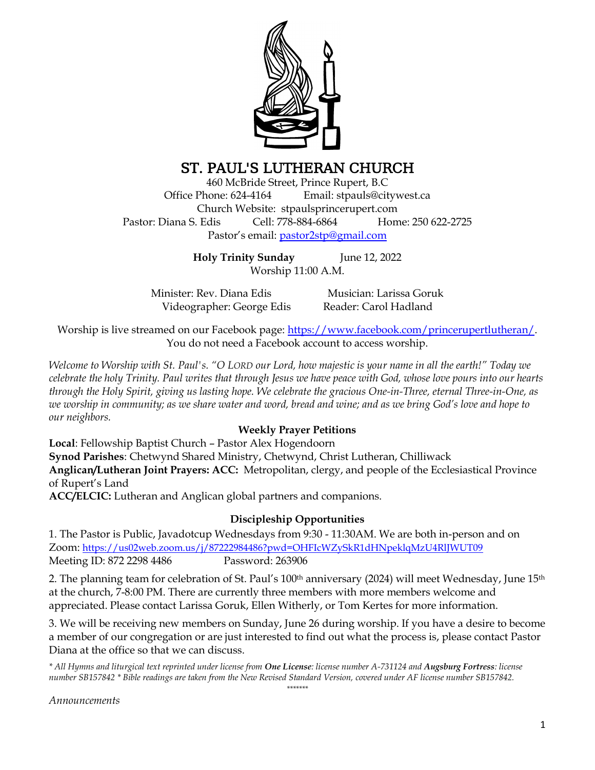# ST. PAUL'S LUTHERAN CHURCH

460 McBride Street, Prince Rupert, B.C
Office Phone: 624-4164 Email: stpauls@citywest.ca
Church Website: stpaulsprincerupert.com
Pastor: Diana S. Edis Cell: 778-884-6864 Home: 250 622-2725
Pastor's email: pastor2stp@gmail.com

**Holy Trinity Sunday** June 12, 2022
Worship 11:00 A.M.

Minister: Rev. Diana Edis Musician: Larissa Goruk
Videographer: George Edis Reader: Carol Hadland

Worship is live streamed on our Facebook page: https://www.facebook.com/princerupertlutheran/. You do not need a Facebook account to access worship.

*Welcome to Worship with St. Paul's. "O LORD our Lord, how majestic is your name in all the earth!" Today we celebrate the holy Trinity. Paul writes that through Jesus we have peace with God, whose love pours into our hearts through the Holy Spirit, giving us lasting hope. We celebrate the gracious One-in-Three, eternal Three-in-One, as we worship in community; as we share water and word, bread and wine; and as we bring God's love and hope to our neighbors.*

**Weekly Prayer Petitions**

**Local**: Fellowship Baptist Church – Pastor Alex Hogendoorn
**Synod Parishes**: Chetwynd Shared Ministry, Chetwynd, Christ Lutheran, Chilliwack
**Anglican/Lutheran Joint Prayers: ACC:** Metropolitan, clergy, and people of the Ecclesiastical Province of Rupert's Land
**ACC/ELCIC:** Lutheran and Anglican global partners and companions.

**Discipleship Opportunities**

1. The Pastor is Public, Javadotcup Wednesdays from 9:30 - 11:30AM. We are both in-person and on Zoom: https://us02web.zoom.us/j/87222984486?pwd=OHFIcWZySkR1dHNpeklqMzU4RlJWUT09
Meeting ID: 872 2298 4486 Password: 263906

2. The planning team for celebration of St. Paul's 100th anniversary (2024) will meet Wednesday, June 15th at the church, 7-8:00 PM. There are currently three members with more members welcome and appreciated. Please contact Larissa Goruk, Ellen Witherly, or Tom Kertes for more information.

3. We will be receiving new members on Sunday, June 26 during worship. If you have a desire to become a member of our congregation or are just interested to find out what the process is, please contact Pastor Diana at the office so that we can discuss.

*\* All Hymns and liturgical text reprinted under license from **One License**: license number A-731124 and **Augsburg Fortress**: license number SB157842 \* Bible readings are taken from the New Revised Standard Version, covered under AF license number SB157842.*

\*\*\*\*\*\*\*

*Announcements*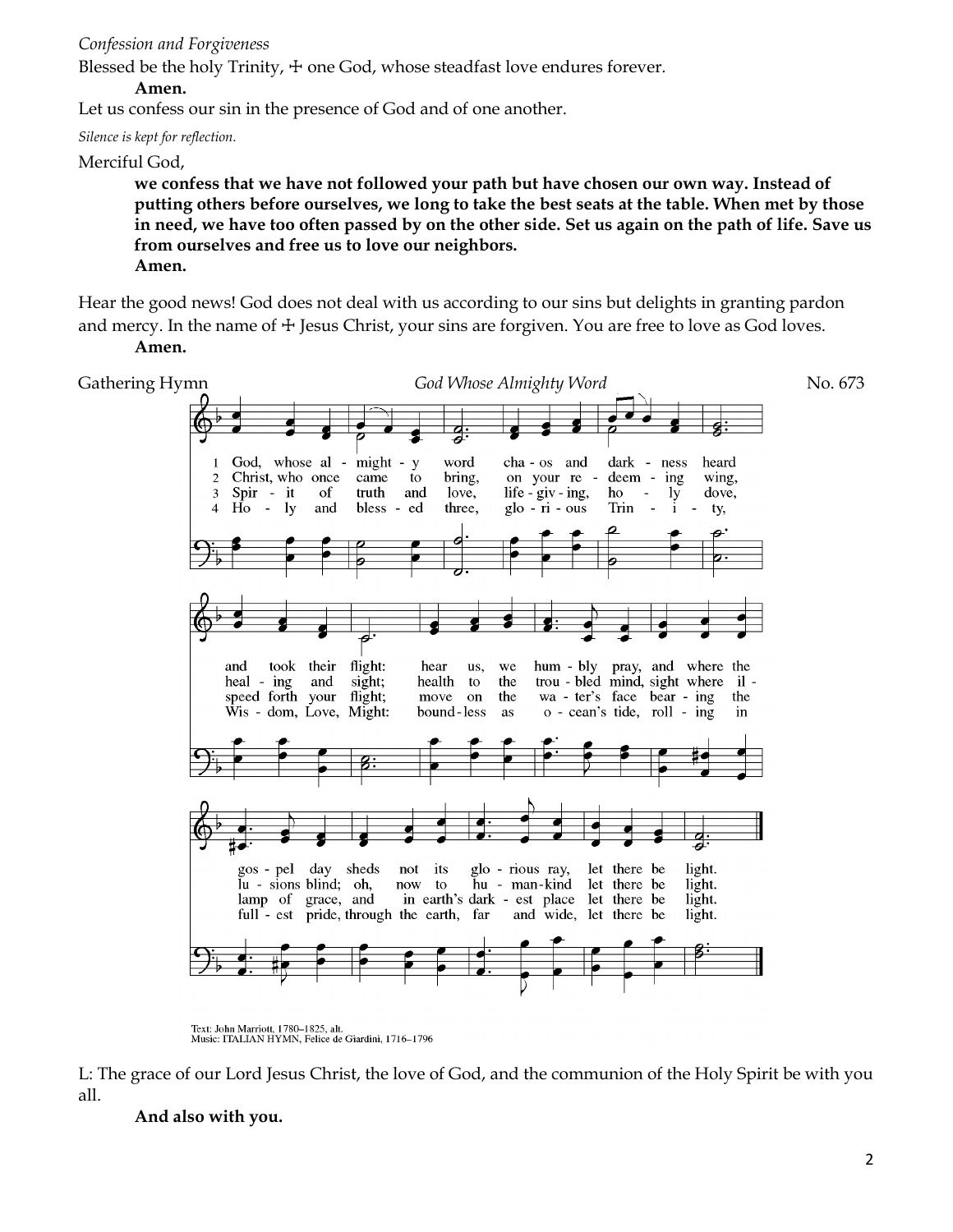*Confession and Forgiveness*

Blessed be the holy Trinity, ☩ one God, whose steadfast love endures forever.

**Amen.**

Let us confess our sin in the presence of God and of one another.

*Silence is kept for reflection.*

Merciful God,

**we confess that we have not followed your path but have chosen our own way. Instead of putting others before ourselves, we long to take the best seats at the table. When met by those in need, we have too often passed by on the other side. Set us again on the path of life. Save us from ourselves and free us to love our neighbors.**

**Amen.**

Hear the good news! God does not deal with us according to our sins but delights in granting pardon and mercy. In the name of ☩ Jesus Christ, your sins are forgiven. You are free to love as God loves.

**Amen.**

Gathering Hymn *God Whose Almighty Word* No. 673

1 God, whose almighty word chaos and darkness heard and took their flight: hear us, we humbly pray, and where the gospel day sheds not its glorious ray, let there be light.

2 Christ, who once came to bring, on your redeeming wing, healing and sight; health to the troubled mind, sight where illusions blind; oh, now to humankind let there be light.

3 Spirit of truth and love, life-giving, holy dove, speed forth your flight; move on the water's face bearing the lamp of grace, and in earth's darkest place let there be light.

4 Holy and blessed three, glorious Trinity, Wisdom, Love, Might: boundless as ocean's tide, rolling in fullest pride, through the earth, far and wide, let there be light.

Text: John Marriott, 1780–1825, alt.
Music: ITALIAN HYMN, Felice de Giardini, 1716–1796

L: The grace of our Lord Jesus Christ, the love of God, and the communion of the Holy Spirit be with you all.

**And also with you.**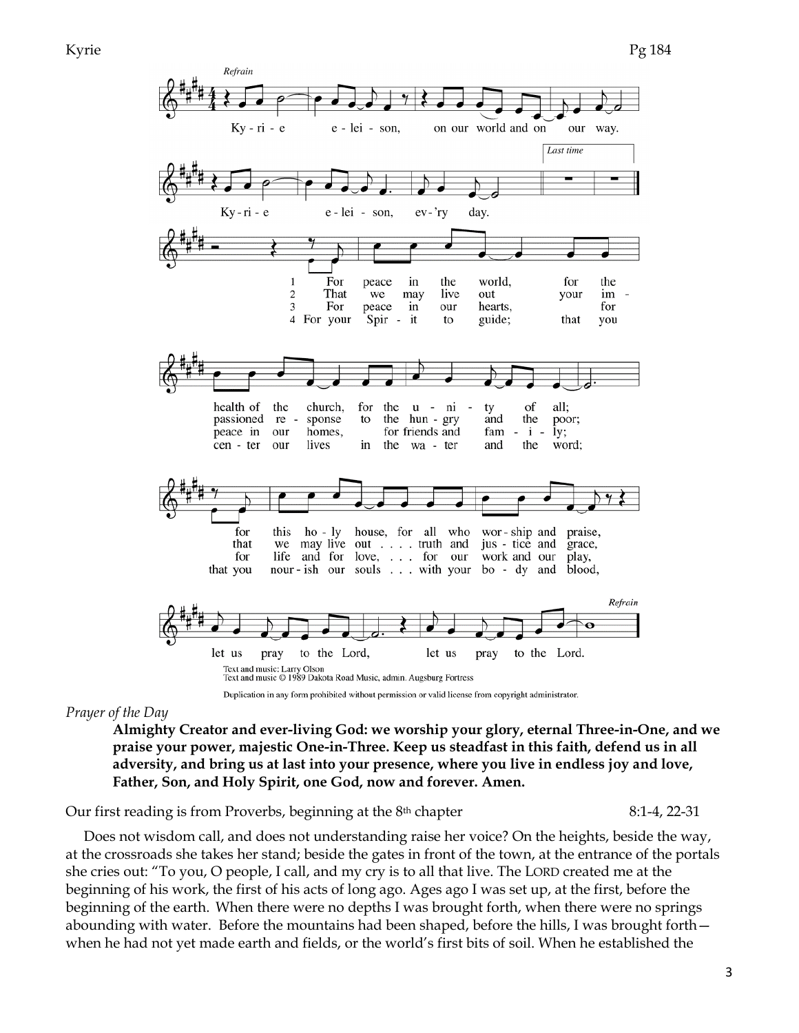Kyrie Pg 184

Refrain

Ky-ri-e e-lei-son, on our world and on our way.

Ky-ri-e e-lei-son, ev-'ry day.

Last time

1 For peace in the world, for the health of the church, for the u-ni-ty of all;
2 That we may live out your im-passioned re-sponse to the hun-gry and the poor;
3 For peace in our hearts, for peace in our homes, for friends and fam-i-ly;
4 For your Spir-it to guide; that you cen-ter our lives in the wa-ter and the word;

for this ho-ly house, for all who wor-ship and praise,
that we may live out . . . . truth and jus-tice and grace,
for life and for love, . . . for our work and our play,
that you nour-ish our souls . . . with your bo-dy and blood,

let us pray to the Lord, let us pray to the Lord.

Refrain

Text and music: Larry Olson
Text and music © 1989 Dakota Road Music, admin. Augsburg Fortress

Duplication in any form prohibited without permission or valid license from copyright administrator.

*Prayer of the Day*

**Almighty Creator and ever-living God: we worship your glory, eternal Three-in-One, and we praise your power, majestic One-in-Three. Keep us steadfast in this faith, defend us in all adversity, and bring us at last into your presence, where you live in endless joy and love, Father, Son, and Holy Spirit, one God, now and forever. Amen.**

Our first reading is from Proverbs, beginning at the 8th chapter 8:1-4, 22-31

Does not wisdom call, and does not understanding raise her voice? On the heights, beside the way, at the crossroads she takes her stand; beside the gates in front of the town, at the entrance of the portals she cries out: "To you, O people, I call, and my cry is to all that live. The LORD created me at the beginning of his work, the first of his acts of long ago. Ages ago I was set up, at the first, before the beginning of the earth. When there were no depths I was brought forth, when there were no springs abounding with water. Before the mountains had been shaped, before the hills, I was brought forth—when he had not yet made earth and fields, or the world's first bits of soil. When he established the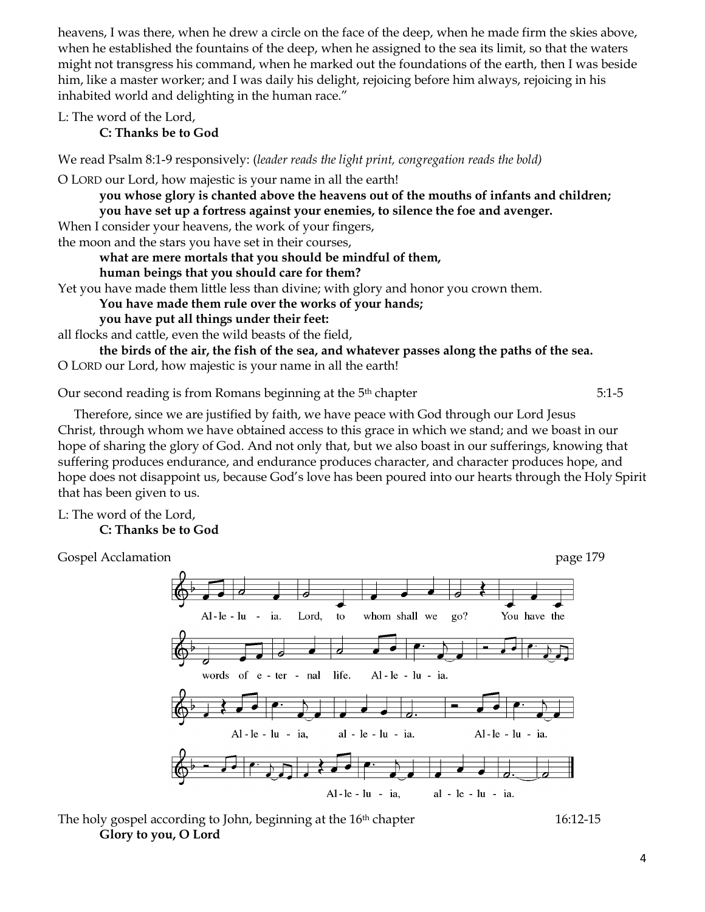heavens, I was there, when he drew a circle on the face of the deep, when he made firm the skies above, when he established the fountains of the deep, when he assigned to the sea its limit, so that the waters might not transgress his command, when he marked out the foundations of the earth, then I was beside him, like a master worker; and I was daily his delight, rejoicing before him always, rejoicing in his inhabited world and delighting in the human race."

L: The word of the Lord,
**C: Thanks be to God**

We read Psalm 8:1-9 responsively: (*leader reads the light print, congregation reads the bold)*

O LORD our Lord, how majestic is your name in all the earth!
**you whose glory is chanted above the heavens out of the mouths of infants and children;**
**you have set up a fortress against your enemies, to silence the foe and avenger.**
When I consider your heavens, the work of your fingers,
the moon and the stars you have set in their courses,
**what are mere mortals that you should be mindful of them,**
**human beings that you should care for them?**
Yet you have made them little less than divine; with glory and honor you crown them.
**You have made them rule over the works of your hands;**
**you have put all things under their feet:**
all flocks and cattle, even the wild beasts of the field,
**the birds of the air, the fish of the sea, and whatever passes along the paths of the sea.**
O LORD our Lord, how majestic is your name in all the earth!

Our second reading is from Romans beginning at the 5th chapter 5:1-5

Therefore, since we are justified by faith, we have peace with God through our Lord Jesus Christ, through whom we have obtained access to this grace in which we stand; and we boast in our hope of sharing the glory of God. And not only that, but we also boast in our sufferings, knowing that suffering produces endurance, and endurance produces character, and character produces hope, and hope does not disappoint us, because God's love has been poured into our hearts through the Holy Spirit that has been given to us.

L: The word of the Lord,
**C: Thanks be to God**

Gospel Acclamation page 179

Al-le-lu-ia. Lord, to whom shall we go? You have the words of e-ter-nal life. Al-le-lu-ia. Al-le-lu-ia, al-le-lu-ia. Al-le-lu-ia. Al-le-lu-ia, al-le-lu-ia.

The holy gospel according to John, beginning at the 16th chapter 16:12-15
**Glory to you, O Lord**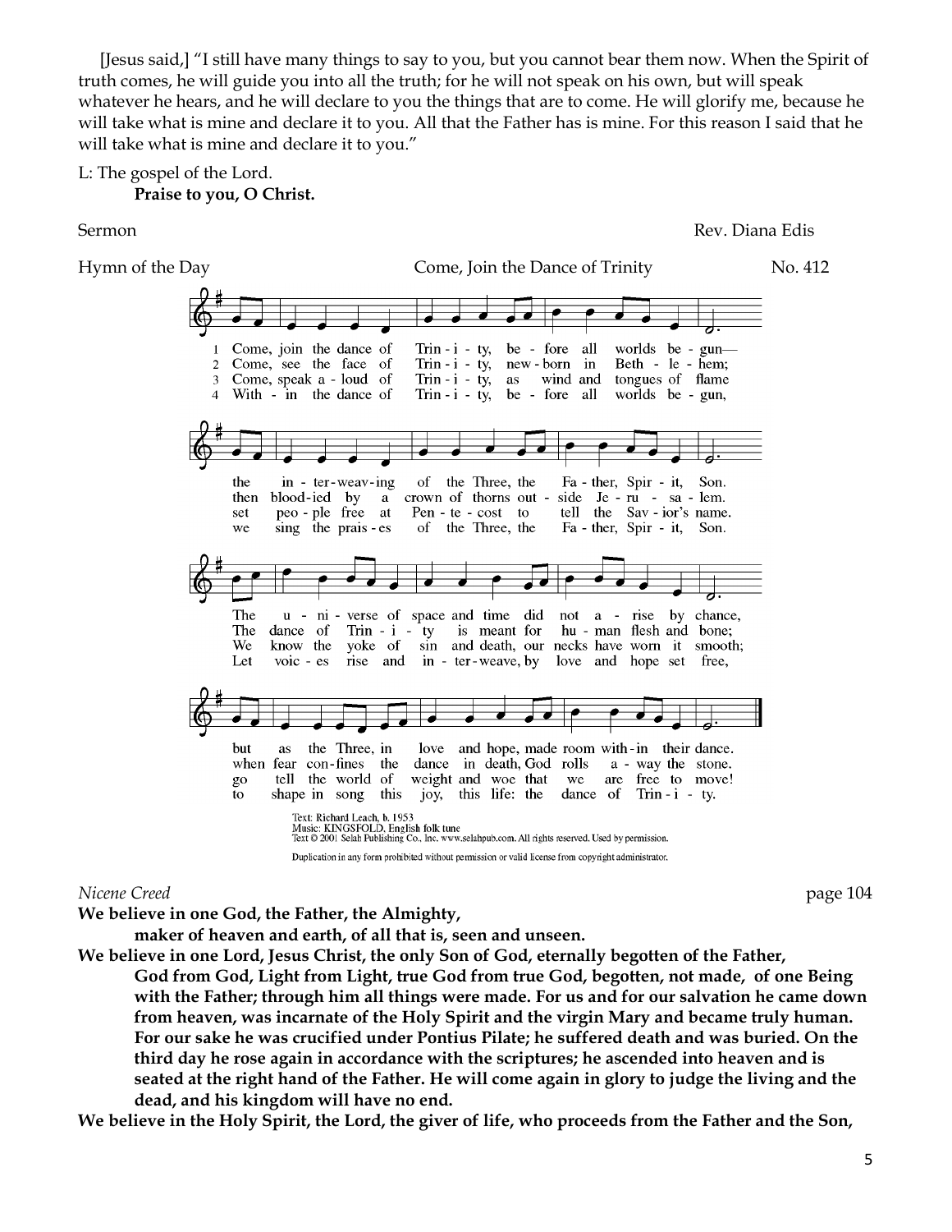[Jesus said,] "I still have many things to say to you, but you cannot bear them now. When the Spirit of truth comes, he will guide you into all the truth; for he will not speak on his own, but will speak whatever he hears, and he will declare to you the things that are to come. He will glorify me, because he will take what is mine and declare it to you. All that the Father has is mine. For this reason I said that he will take what is mine and declare it to you."

L: The gospel of the Lord.

**Praise to you, O Christ.**

Sermon — Rev. Diana Edis

Hymn of the Day — Come, Join the Dance of Trinity — No. 412

1 Come, join the dance of Trinity, before all worlds begun—
the interweaving of the Three, the Father, Spirit, Son.
The universe of space and time did not arise by chance,
but as the Three, in love and hope, made room within their dance.

2 Come, see the face of Trinity, newborn in Bethlehem;
then bloodied by a crown of thorns outside Jerusalem.
The dance of Trinity is meant for human flesh and bone;
when fear confines the dance in death, God rolls away the stone.

3 Come, speak aloud of Trinity, as wind and tongues of flame
set people free at Pentecost to tell the Savior's name.
We know the yoke of sin and death, our necks have worn it smooth;
go tell the world of weight and woe that we are free to move!

4 Within the dance of Trinity, before all worlds begun,
we sing the praises of the Three, the Father, Spirit, Son.
Let voices rise and interweave, by love and hope set free,
to shape in song this joy, this life: the dance of Trinity.

Text: Richard Leach, b. 1953
Music: KINGSFOLD, English folk tune
Text © 2001 Selah Publishing Co., Inc. www.selahpub.com. All rights reserved. Used by permission.

Duplication in any form prohibited without permission or valid license from copyright administrator.

*Nicene Creed* — page 104

**We believe in one God, the Father, the Almighty,**
**maker of heaven and earth, of all that is, seen and unseen.**

**We believe in one Lord, Jesus Christ, the only Son of God, eternally begotten of the Father,**
**God from God, Light from Light, true God from true God, begotten, not made, of one Being with the Father; through him all things were made. For us and for our salvation he came down from heaven, was incarnate of the Holy Spirit and the virgin Mary and became truly human. For our sake he was crucified under Pontius Pilate; he suffered death and was buried. On the third day he rose again in accordance with the scriptures; he ascended into heaven and is seated at the right hand of the Father. He will come again in glory to judge the living and the dead, and his kingdom will have no end.**

**We believe in the Holy Spirit, the Lord, the giver of life, who proceeds from the Father and the Son,**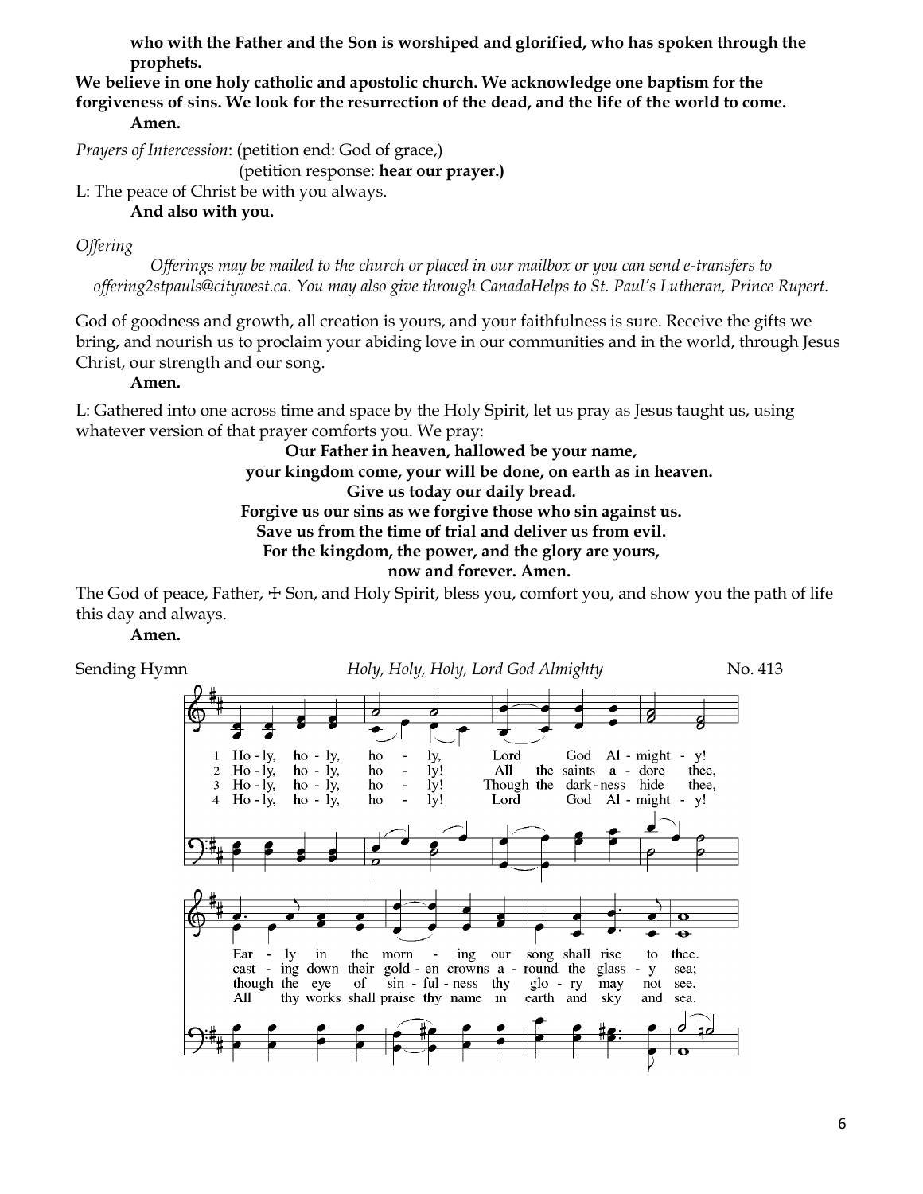**who with the Father and the Son is worshiped and glorified, who has spoken through the prophets.**

**We believe in one holy catholic and apostolic church. We acknowledge one baptism for the forgiveness of sins. We look for the resurrection of the dead, and the life of the world to come.**

**Amen.**

*Prayers of Intercession*: (petition end: God of grace,)

(petition response: **hear our prayer.)**

L: The peace of Christ be with you always.

**And also with you.**

*Offering*

*Offerings may be mailed to the church or placed in our mailbox or you can send e-transfers to offering2stpauls@citywest.ca. You may also give through CanadaHelps to St. Paul's Lutheran, Prince Rupert.*

God of goodness and growth, all creation is yours, and your faithfulness is sure. Receive the gifts we bring, and nourish us to proclaim your abiding love in our communities and in the world, through Jesus Christ, our strength and our song.

**Amen.**

L: Gathered into one across time and space by the Holy Spirit, let us pray as Jesus taught us, using whatever version of that prayer comforts you. We pray:

**Our Father in heaven, hallowed be your name,**
**your kingdom come, your will be done, on earth as in heaven.**
**Give us today our daily bread.**
**Forgive us our sins as we forgive those who sin against us.**
**Save us from the time of trial and deliver us from evil.**
**For the kingdom, the power, and the glory are yours,**
**now and forever. Amen.**

The God of peace, Father, ☩ Son, and Holy Spirit, bless you, comfort you, and show you the path of life this day and always.

**Amen.**

Sending Hymn *Holy, Holy, Holy, Lord God Almighty* No. 413

1 Ho - ly, ho - ly, ho - ly, Lord God Al - might - y! Ear - ly in the morn - ing our song shall rise to thee.
2 Ho - ly, ho - ly, ho - ly! All the saints a - dore thee, cast - ing down their gold - en crowns a - round the glass - y sea;
3 Ho - ly, ho - ly, ho - ly! Though the dark - ness hide thee, though the eye of sin - ful - ness thy glo - ry may not see,
4 Ho - ly, ho - ly, ho - ly! Lord God Al - might - y! All thy works shall praise thy name in earth and sky and sea.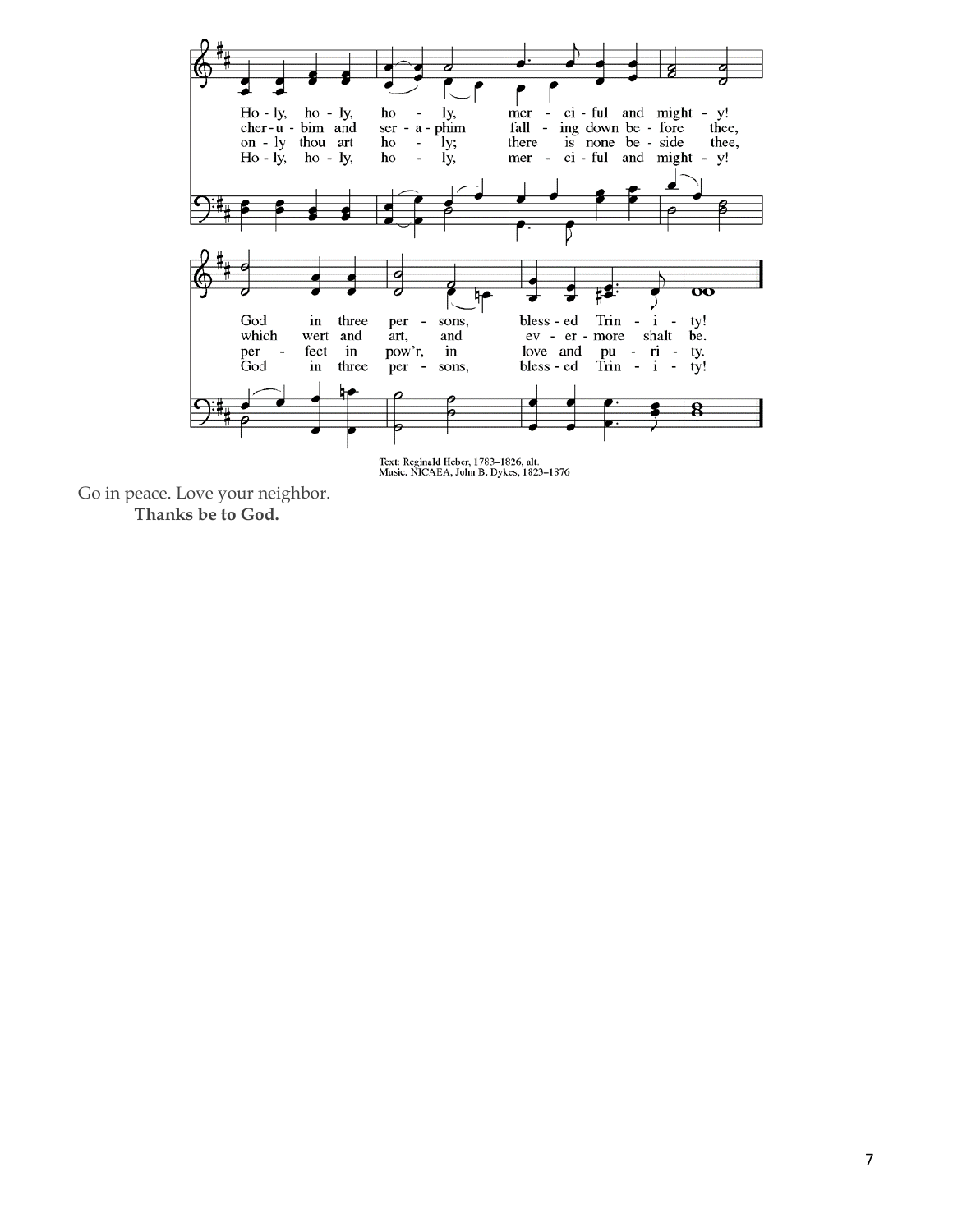Text: Reginald Heber, 1783–1826, alt.
Music: NICAEA, John B. Dykes, 1823–1876

Go in peace. Love your neighbor.

**Thanks be to God.**